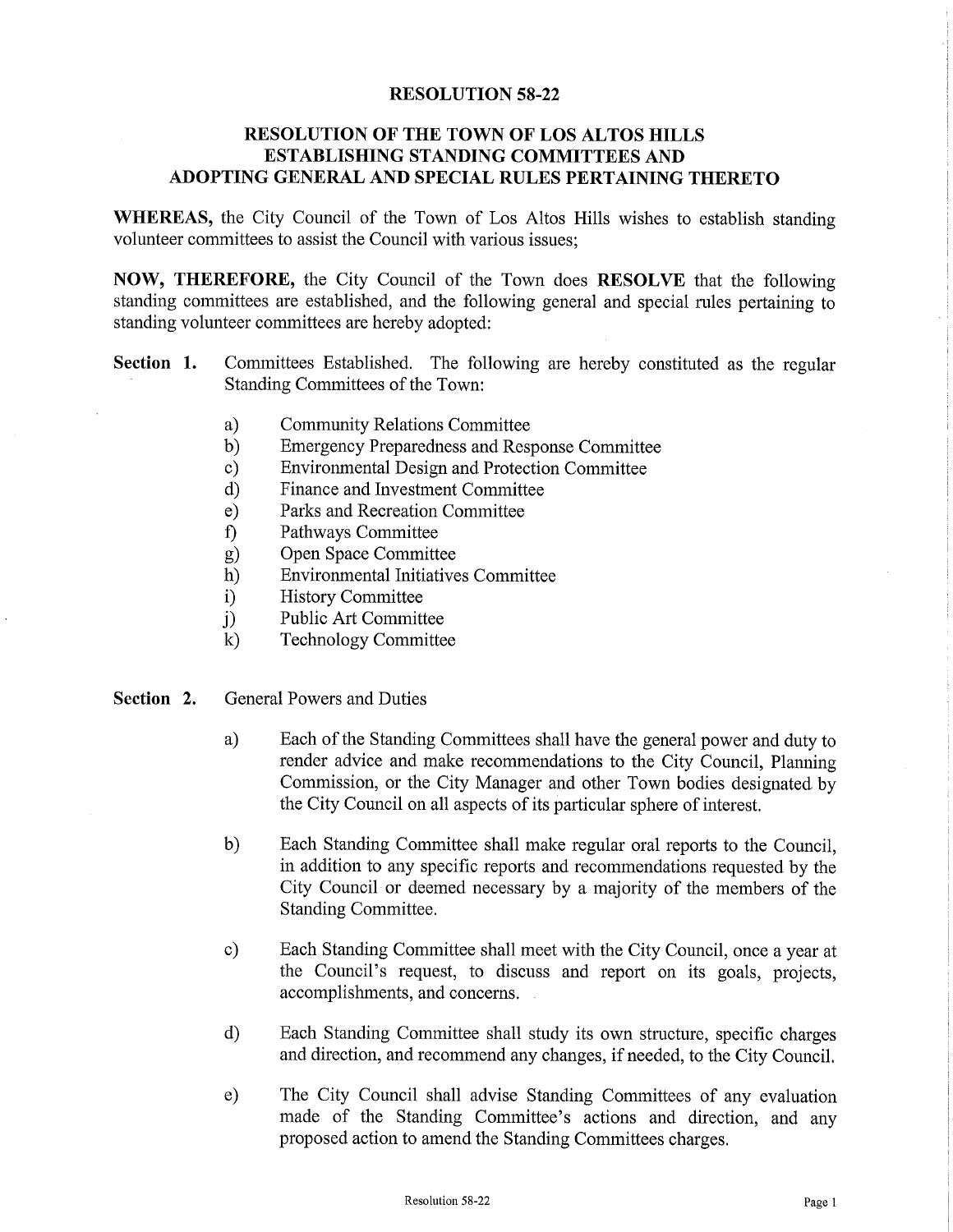# RESOLUTION 58-22

## RESOLUTION OF THE TOWN OF LOS ALTOS HILLS ESTABLISHING STANDING COMMITTEES AND ADOPTING GENERAL AND SPECIAL RULES PERTAINING THERETO

**WHEREAS,** the City Council of the Town of Los Altos Hills wishes to establish standing volunteer committees to assist the Council with various issues;

**NOW, THEREFORE,** the City Council of the Town does **RESOLVE** that the following standing committees are established, and the following general and special rules pertaining to standing volunteer committees are hereby adopted:

**Section 1.** Committees Established. The following are hereby constituted as the regular Standing Committees of the Town:

- a) Community Relations Committee
- b) Emergency Preparedness and Response Committee
- c) Environmental Design and Protection Committee
- d) Finance and Investment Committee
- e) Parks and Recreation Committee
- f) Pathways Committee
- g) Open Space Committee
- h) Environmental Initiatives Committee
- i) History Committee
- j) Public Art Committee
- k) Technology Committee

**Section 2.** General Powers and Duties

- a) Each of the Standing Committees shall have the general power and duty to render advice and make recommendations to the City Council, Planning Commission, or the City Manager and other Town bodies designated by the City Council on all aspects of its particular sphere of interest.

- b) Each Standing Committee shall make regular oral reports to the Council, in addition to any specific reports and recommendations requested by the City Council or deemed necessary by a majority of the members of the Standing Committee.

- c) Each Standing Committee shall meet with the City Council, once a year at the Council's request, to discuss and report on its goals, projects, accomplishments, and concerns.

- d) Each Standing Committee shall study its own structure, specific charges and direction, and recommend any changes, if needed, to the City Council.

- e) The City Council shall advise Standing Committees of any evaluation made of the Standing Committee's actions and direction, and any proposed action to amend the Standing Committees charges.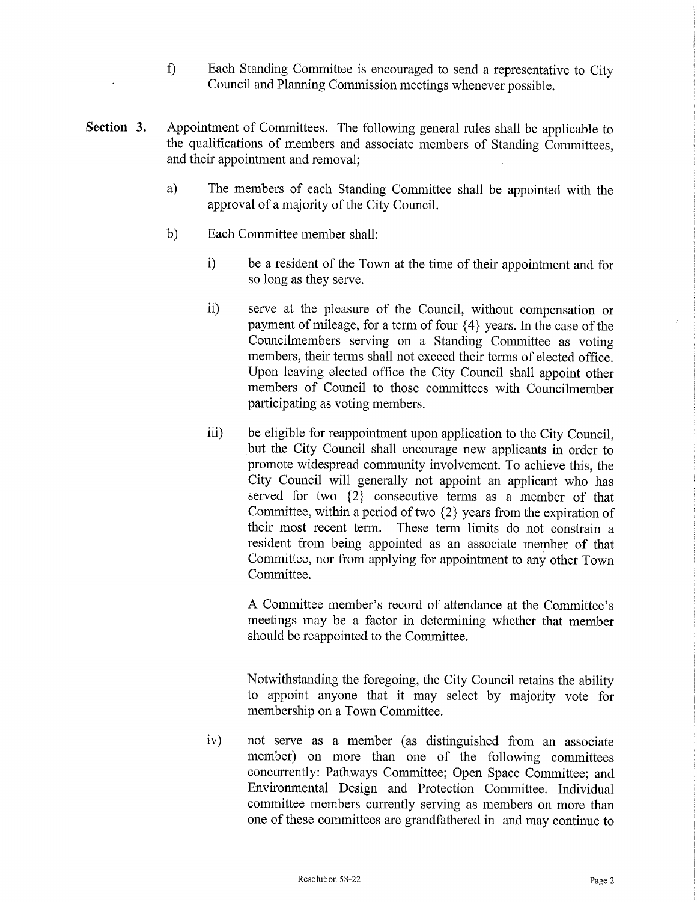f) Each Standing Committee is encouraged to send a representative to City Council and Planning Commission meetings whenever possible.

**Section 3.** Appointment of Committees. The following general rules shall be applicable to the qualifications of members and associate members of Standing Committees, and their appointment and removal;

a) The members of each Standing Committee shall be appointed with the approval of a majority of the City Council.

b) Each Committee member shall:

i) be a resident of the Town at the time of their appointment and for so long as they serve.

ii) serve at the pleasure of the Council, without compensation or payment of mileage, for a term of four {4} years. In the case of the Councilmembers serving on a Standing Committee as voting members, their terms shall not exceed their terms of elected office. Upon leaving elected office the City Council shall appoint other members of Council to those committees with Councilmember participating as voting members.

iii) be eligible for reappointment upon application to the City Council, but the City Council shall encourage new applicants in order to promote widespread community involvement. To achieve this, the City Council will generally not appoint an applicant who has served for two {2} consecutive terms as a member of that Committee, within a period of two {2} years from the expiration of their most recent term. These term limits do not constrain a resident from being appointed as an associate member of that Committee, nor from applying for appointment to any other Town Committee.

A Committee member's record of attendance at the Committee's meetings may be a factor in determining whether that member should be reappointed to the Committee.

Notwithstanding the foregoing, the City Council retains the ability to appoint anyone that it may select by majority vote for membership on a Town Committee.

iv) not serve as a member (as distinguished from an associate member) on more than one of the following committees concurrently: Pathways Committee; Open Space Committee; and Environmental Design and Protection Committee. Individual committee members currently serving as members on more than one of these committees are grandfathered in and may continue to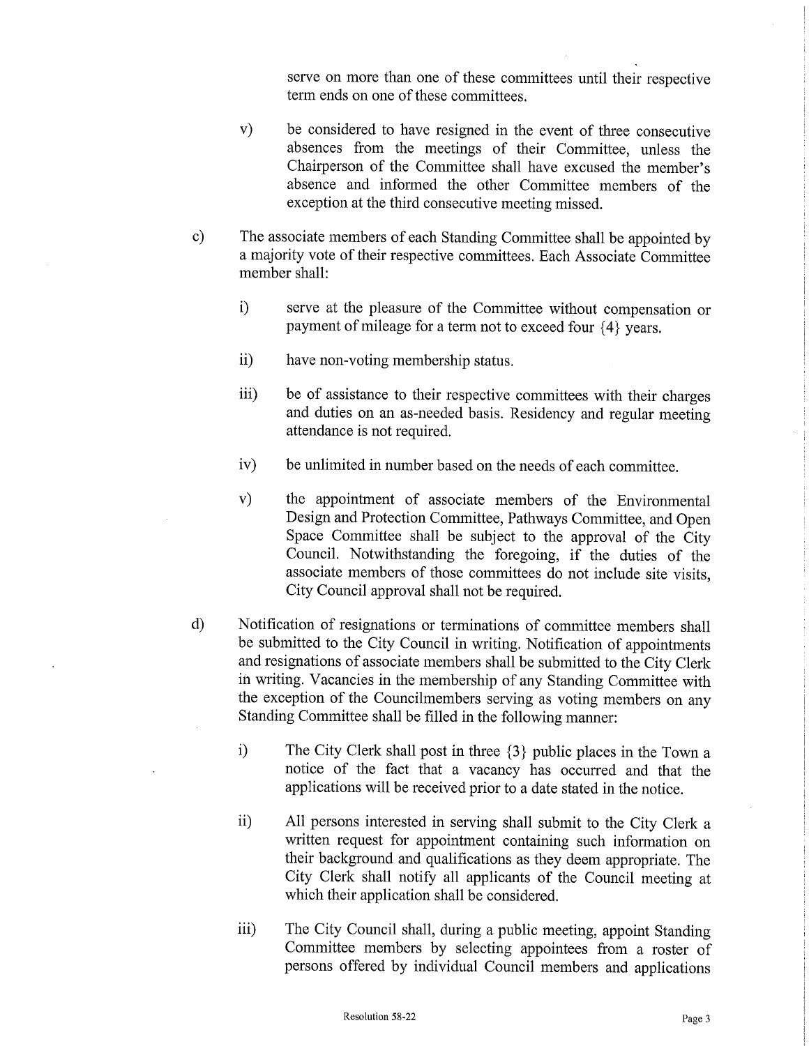serve on more than one of these committees until their respective term ends on one of these committees.

v) be considered to have resigned in the event of three consecutive absences from the meetings of their Committee, unless the Chairperson of the Committee shall have excused the member's absence and informed the other Committee members of the exception at the third consecutive meeting missed.

c) The associate members of each Standing Committee shall be appointed by a majority vote of their respective committees. Each Associate Committee member shall:

i) serve at the pleasure of the Committee without compensation or payment of mileage for a term not to exceed four {4} years.

ii) have non-voting membership status.

iii) be of assistance to their respective committees with their charges and duties on an as-needed basis. Residency and regular meeting attendance is not required.

iv) be unlimited in number based on the needs of each committee.

v) the appointment of associate members of the Environmental Design and Protection Committee, Pathways Committee, and Open Space Committee shall be subject to the approval of the City Council. Notwithstanding the foregoing, if the duties of the associate members of those committees do not include site visits, City Council approval shall not be required.

d) Notification of resignations or terminations of committee members shall be submitted to the City Council in writing. Notification of appointments and resignations of associate members shall be submitted to the City Clerk in writing. Vacancies in the membership of any Standing Committee with the exception of the Councilmembers serving as voting members on any Standing Committee shall be filled in the following manner:

i) The City Clerk shall post in three {3} public places in the Town a notice of the fact that a vacancy has occurred and that the applications will be received prior to a date stated in the notice.

ii) All persons interested in serving shall submit to the City Clerk a written request for appointment containing such information on their background and qualifications as they deem appropriate. The City Clerk shall notify all applicants of the Council meeting at which their application shall be considered.

iii) The City Council shall, during a public meeting, appoint Standing Committee members by selecting appointees from a roster of persons offered by individual Council members and applications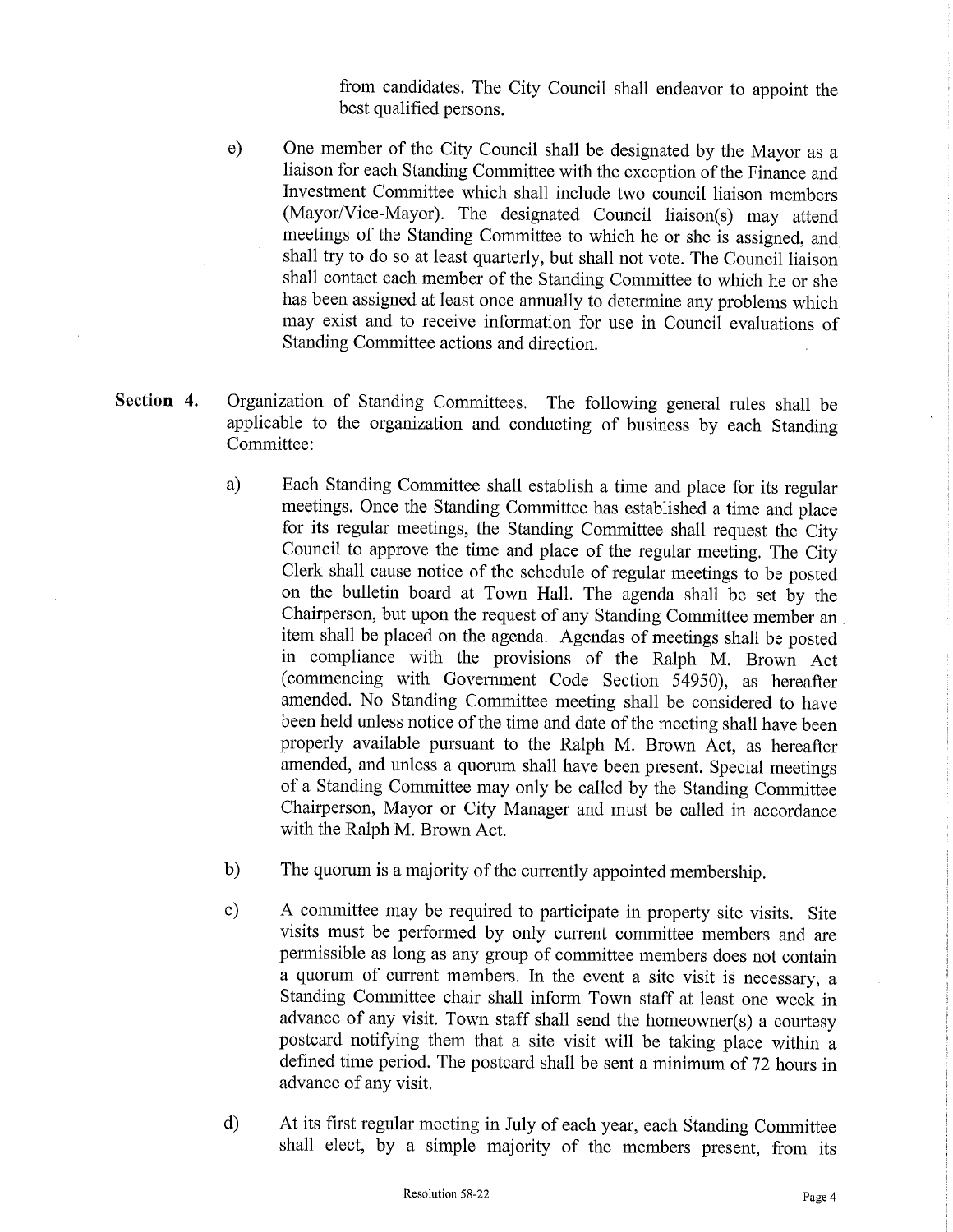from candidates. The City Council shall endeavor to appoint the best qualified persons.

e) One member of the City Council shall be designated by the Mayor as a liaison for each Standing Committee with the exception of the Finance and Investment Committee which shall include two council liaison members (Mayor/Vice-Mayor). The designated Council liaison(s) may attend meetings of the Standing Committee to which he or she is assigned, and shall try to do so at least quarterly, but shall not vote. The Council liaison shall contact each member of the Standing Committee to which he or she has been assigned at least once annually to determine any problems which may exist and to receive information for use in Council evaluations of Standing Committee actions and direction.

**Section 4.** Organization of Standing Committees. The following general rules shall be applicable to the organization and conducting of business by each Standing Committee:

a) Each Standing Committee shall establish a time and place for its regular meetings. Once the Standing Committee has established a time and place for its regular meetings, the Standing Committee shall request the City Council to approve the time and place of the regular meeting. The City Clerk shall cause notice of the schedule of regular meetings to be posted on the bulletin board at Town Hall. The agenda shall be set by the Chairperson, but upon the request of any Standing Committee member an item shall be placed on the agenda. Agendas of meetings shall be posted in compliance with the provisions of the Ralph M. Brown Act (commencing with Government Code Section 54950), as hereafter amended. No Standing Committee meeting shall be considered to have been held unless notice of the time and date of the meeting shall have been properly available pursuant to the Ralph M. Brown Act, as hereafter amended, and unless a quorum shall have been present. Special meetings of a Standing Committee may only be called by the Standing Committee Chairperson, Mayor or City Manager and must be called in accordance with the Ralph M. Brown Act.

b) The quorum is a majority of the currently appointed membership.

c) A committee may be required to participate in property site visits. Site visits must be performed by only current committee members and are permissible as long as any group of committee members does not contain a quorum of current members. In the event a site visit is necessary, a Standing Committee chair shall inform Town staff at least one week in advance of any visit. Town staff shall send the homeowner(s) a courtesy postcard notifying them that a site visit will be taking place within a defined time period. The postcard shall be sent a minimum of 72 hours in advance of any visit.

d) At its first regular meeting in July of each year, each Standing Committee shall elect, by a simple majority of the members present, from its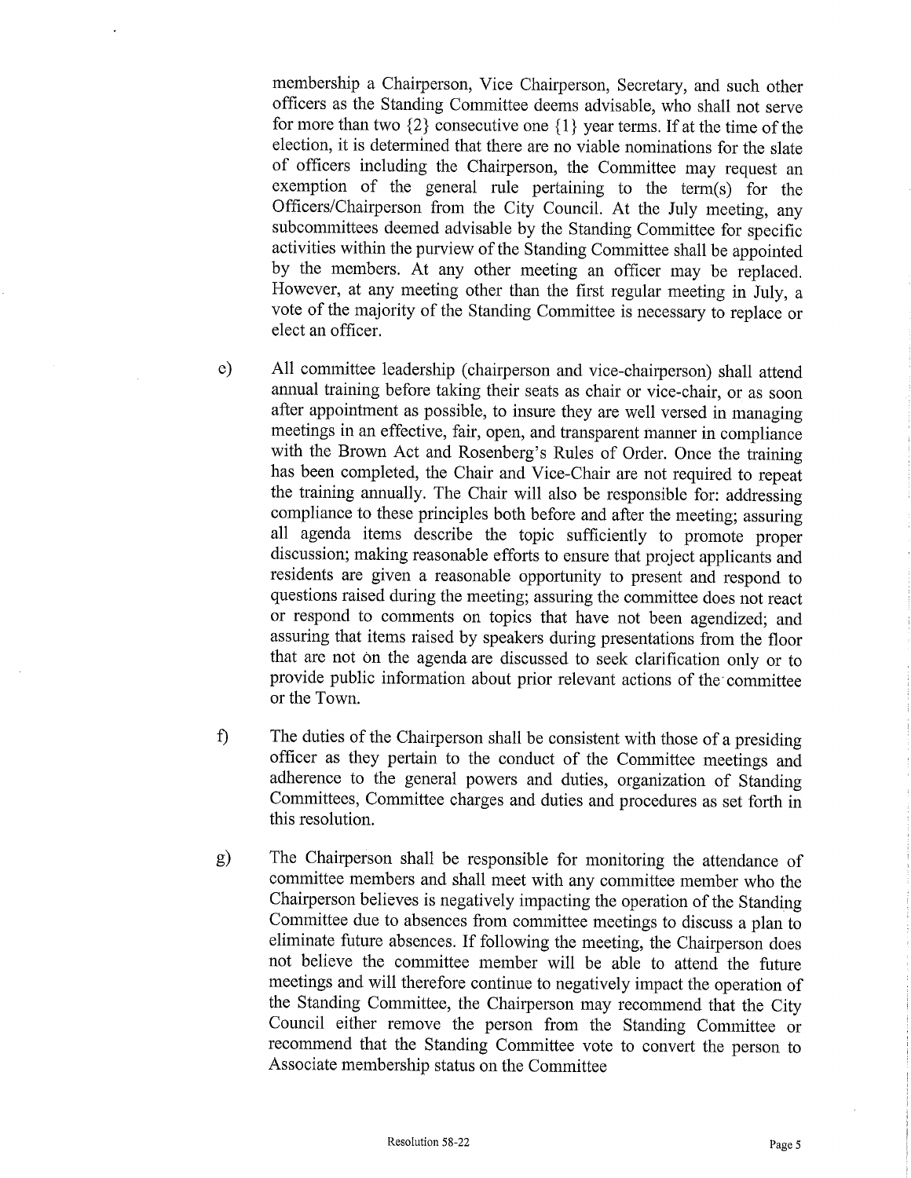membership a Chairperson, Vice Chairperson, Secretary, and such other officers as the Standing Committee deems advisable, who shall not serve for more than two {2} consecutive one {1} year terms. If at the time of the election, it is determined that there are no viable nominations for the slate of officers including the Chairperson, the Committee may request an exemption of the general rule pertaining to the term(s) for the Officers/Chairperson from the City Council. At the July meeting, any subcommittees deemed advisable by the Standing Committee for specific activities within the purview of the Standing Committee shall be appointed by the members. At any other meeting an officer may be replaced. However, at any meeting other than the first regular meeting in July, a vote of the majority of the Standing Committee is necessary to replace or elect an officer.

e) All committee leadership (chairperson and vice-chairperson) shall attend annual training before taking their seats as chair or vice-chair, or as soon after appointment as possible, to insure they are well versed in managing meetings in an effective, fair, open, and transparent manner in compliance with the Brown Act and Rosenberg's Rules of Order. Once the training has been completed, the Chair and Vice-Chair are not required to repeat the training annually. The Chair will also be responsible for: addressing compliance to these principles both before and after the meeting; assuring all agenda items describe the topic sufficiently to promote proper discussion; making reasonable efforts to ensure that project applicants and residents are given a reasonable opportunity to present and respond to questions raised during the meeting; assuring the committee does not react or respond to comments on topics that have not been agendized; and assuring that items raised by speakers during presentations from the floor that are not on the agenda are discussed to seek clarification only or to provide public information about prior relevant actions of the committee or the Town.

f) The duties of the Chairperson shall be consistent with those of a presiding officer as they pertain to the conduct of the Committee meetings and adherence to the general powers and duties, organization of Standing Committees, Committee charges and duties and procedures as set forth in this resolution.

g) The Chairperson shall be responsible for monitoring the attendance of committee members and shall meet with any committee member who the Chairperson believes is negatively impacting the operation of the Standing Committee due to absences from committee meetings to discuss a plan to eliminate future absences. If following the meeting, the Chairperson does not believe the committee member will be able to attend the future meetings and will therefore continue to negatively impact the operation of the Standing Committee, the Chairperson may recommend that the City Council either remove the person from the Standing Committee or recommend that the Standing Committee vote to convert the person to Associate membership status on the Committee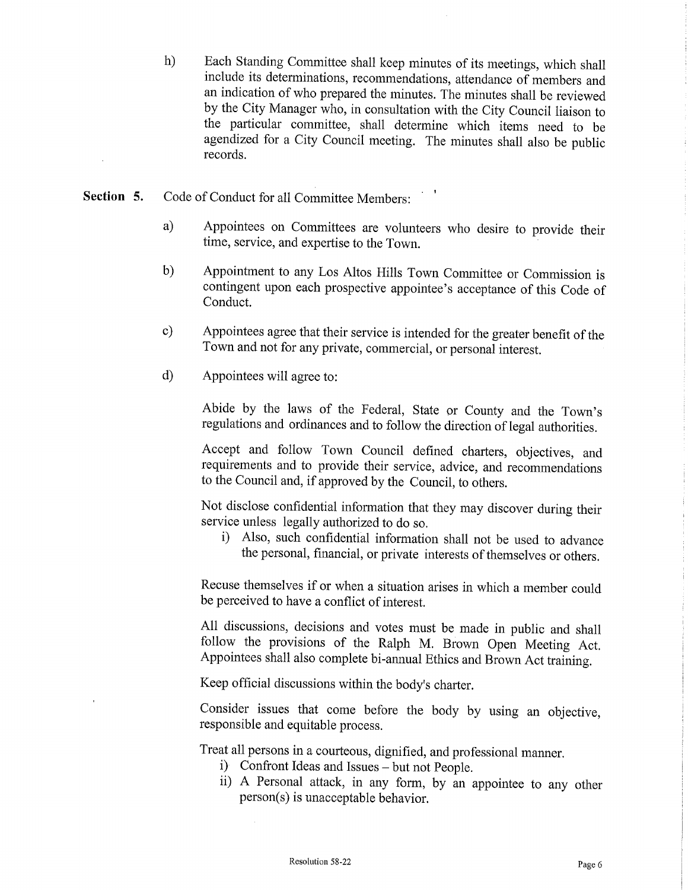h) Each Standing Committee shall keep minutes of its meetings, which shall include its determinations, recommendations, attendance of members and an indication of who prepared the minutes. The minutes shall be reviewed by the City Manager who, in consultation with the City Council liaison to the particular committee, shall determine which items need to be agendized for a City Council meeting. The minutes shall also be public records.

**Section 5.** Code of Conduct for all Committee Members:

a) Appointees on Committees are volunteers who desire to provide their time, service, and expertise to the Town.

b) Appointment to any Los Altos Hills Town Committee or Commission is contingent upon each prospective appointee's acceptance of this Code of Conduct.

c) Appointees agree that their service is intended for the greater benefit of the Town and not for any private, commercial, or personal interest.

d) Appointees will agree to:

Abide by the laws of the Federal, State or County and the Town's regulations and ordinances and to follow the direction of legal authorities.

Accept and follow Town Council defined charters, objectives, and requirements and to provide their service, advice, and recommendations to the Council and, if approved by the Council, to others.

Not disclose confidential information that they may discover during their service unless legally authorized to do so.

i) Also, such confidential information shall not be used to advance the personal, financial, or private interests of themselves or others.

Recuse themselves if or when a situation arises in which a member could be perceived to have a conflict of interest.

All discussions, decisions and votes must be made in public and shall follow the provisions of the Ralph M. Brown Open Meeting Act. Appointees shall also complete bi-annual Ethics and Brown Act training.

Keep official discussions within the body's charter.

Consider issues that come before the body by using an objective, responsible and equitable process.

Treat all persons in a courteous, dignified, and professional manner.

i) Confront Ideas and Issues – but not People.
ii) A Personal attack, in any form, by an appointee to any other person(s) is unacceptable behavior.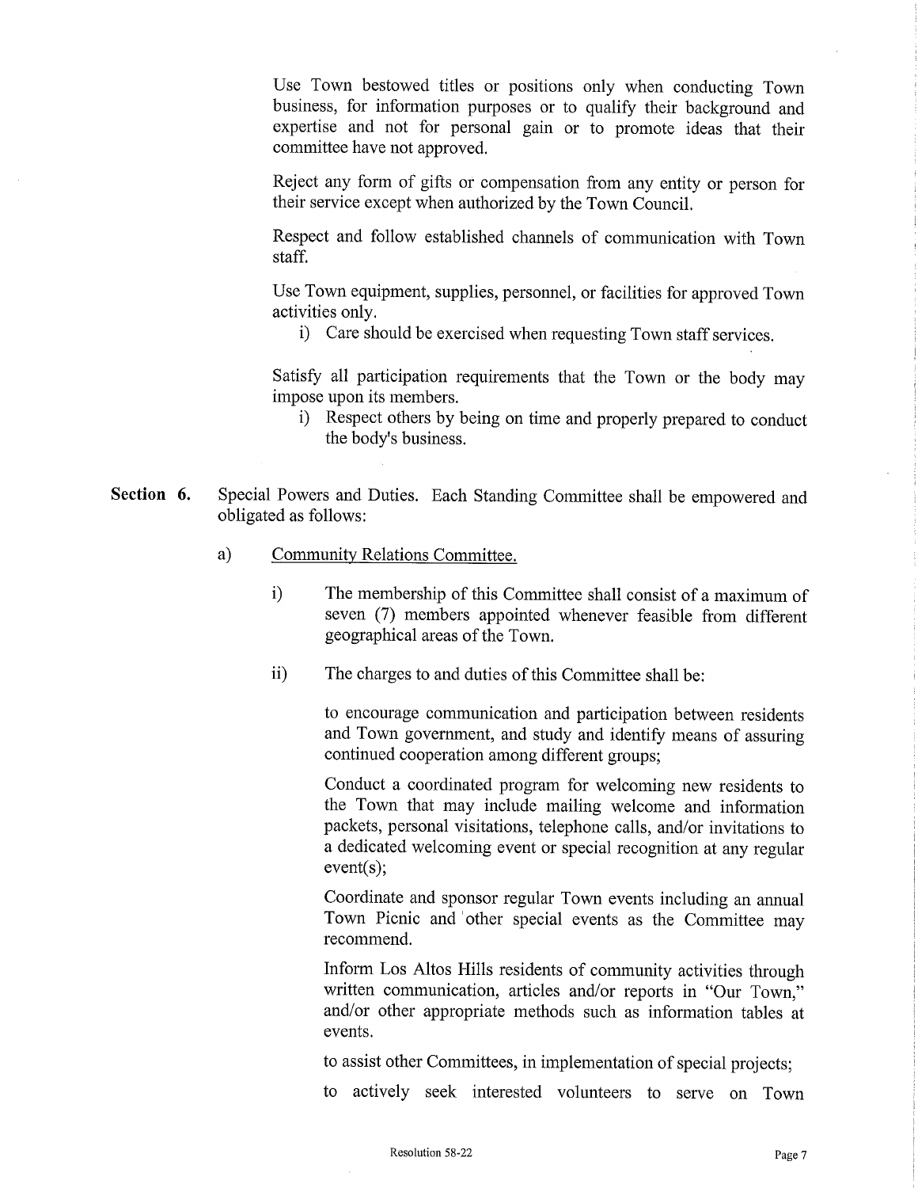Use Town bestowed titles or positions only when conducting Town business, for information purposes or to qualify their background and expertise and not for personal gain or to promote ideas that their committee have not approved.

Reject any form of gifts or compensation from any entity or person for their service except when authorized by the Town Council.

Respect and follow established channels of communication with Town staff.

Use Town equipment, supplies, personnel, or facilities for approved Town activities only.

i) Care should be exercised when requesting Town staff services.

Satisfy all participation requirements that the Town or the body may impose upon its members.

i) Respect others by being on time and properly prepared to conduct the body's business.

**Section 6.** Special Powers and Duties. Each Standing Committee shall be empowered and obligated as follows:

a) <u>Community Relations Committee.</u>

i) The membership of this Committee shall consist of a maximum of seven (7) members appointed whenever feasible from different geographical areas of the Town.

ii) The charges to and duties of this Committee shall be:

to encourage communication and participation between residents and Town government, and study and identify means of assuring continued cooperation among different groups;

Conduct a coordinated program for welcoming new residents to the Town that may include mailing welcome and information packets, personal visitations, telephone calls, and/or invitations to a dedicated welcoming event or special recognition at any regular event(s);

Coordinate and sponsor regular Town events including an annual Town Picnic and other special events as the Committee may recommend.

Inform Los Altos Hills residents of community activities through written communication, articles and/or reports in "Our Town," and/or other appropriate methods such as information tables at events.

to assist other Committees, in implementation of special projects;

to actively seek interested volunteers to serve on Town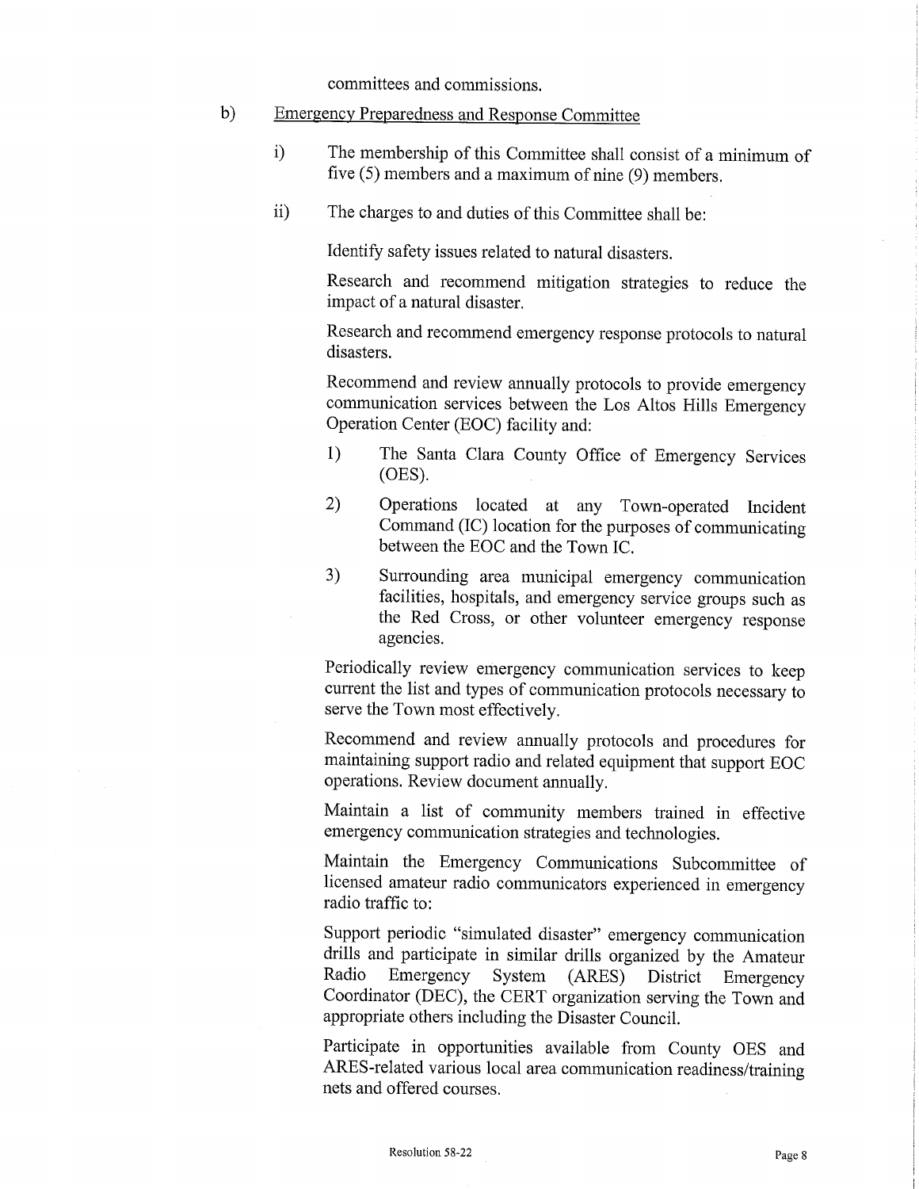committees and commissions.

b) <u>Emergency Preparedness and Response Committee</u>

i) The membership of this Committee shall consist of a minimum of five (5) members and a maximum of nine (9) members.

ii) The charges to and duties of this Committee shall be:

Identify safety issues related to natural disasters.

Research and recommend mitigation strategies to reduce the impact of a natural disaster.

Research and recommend emergency response protocols to natural disasters.

Recommend and review annually protocols to provide emergency communication services between the Los Altos Hills Emergency Operation Center (EOC) facility and:

1) The Santa Clara County Office of Emergency Services (OES).

2) Operations located at any Town-operated Incident Command (IC) location for the purposes of communicating between the EOC and the Town IC.

3) Surrounding area municipal emergency communication facilities, hospitals, and emergency service groups such as the Red Cross, or other volunteer emergency response agencies.

Periodically review emergency communication services to keep current the list and types of communication protocols necessary to serve the Town most effectively.

Recommend and review annually protocols and procedures for maintaining support radio and related equipment that support EOC operations. Review document annually.

Maintain a list of community members trained in effective emergency communication strategies and technologies.

Maintain the Emergency Communications Subcommittee of licensed amateur radio communicators experienced in emergency radio traffic to:

Support periodic "simulated disaster" emergency communication drills and participate in similar drills organized by the Amateur Radio Emergency System (ARES) District Emergency Coordinator (DEC), the CERT organization serving the Town and appropriate others including the Disaster Council.

Participate in opportunities available from County OES and ARES-related various local area communication readiness/training nets and offered courses.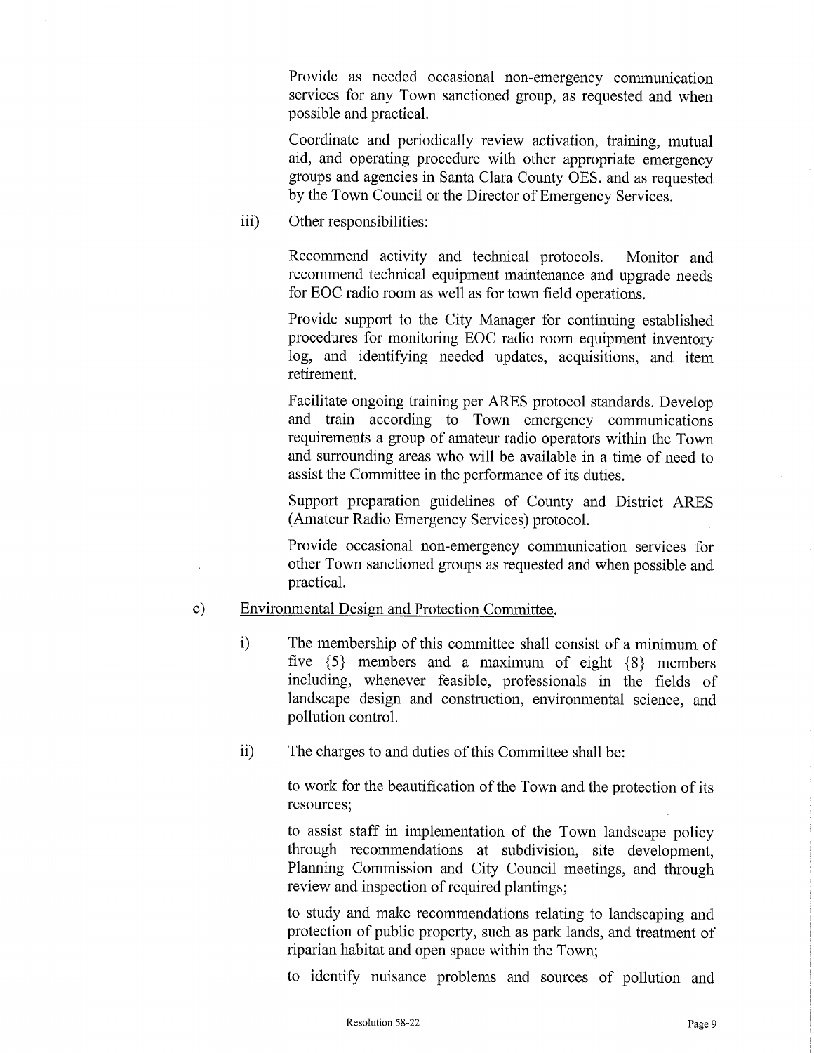Provide as needed occasional non-emergency communication services for any Town sanctioned group, as requested and when possible and practical.

Coordinate and periodically review activation, training, mutual aid, and operating procedure with other appropriate emergency groups and agencies in Santa Clara County OES. and as requested by the Town Council or the Director of Emergency Services.

iii) Other responsibilities:

Recommend activity and technical protocols. Monitor and recommend technical equipment maintenance and upgrade needs for EOC radio room as well as for town field operations.

Provide support to the City Manager for continuing established procedures for monitoring EOC radio room equipment inventory log, and identifying needed updates, acquisitions, and item retirement.

Facilitate ongoing training per ARES protocol standards. Develop and train according to Town emergency communications requirements a group of amateur radio operators within the Town and surrounding areas who will be available in a time of need to assist the Committee in the performance of its duties.

Support preparation guidelines of County and District ARES (Amateur Radio Emergency Services) protocol.

Provide occasional non-emergency communication services for other Town sanctioned groups as requested and when possible and practical.

c) <u>Environmental Design and Protection Committee.</u>

i) The membership of this committee shall consist of a minimum of five {5} members and a maximum of eight {8} members including, whenever feasible, professionals in the fields of landscape design and construction, environmental science, and pollution control.

ii) The charges to and duties of this Committee shall be:

to work for the beautification of the Town and the protection of its resources;

to assist staff in implementation of the Town landscape policy through recommendations at subdivision, site development, Planning Commission and City Council meetings, and through review and inspection of required plantings;

to study and make recommendations relating to landscaping and protection of public property, such as park lands, and treatment of riparian habitat and open space within the Town;

to identify nuisance problems and sources of pollution and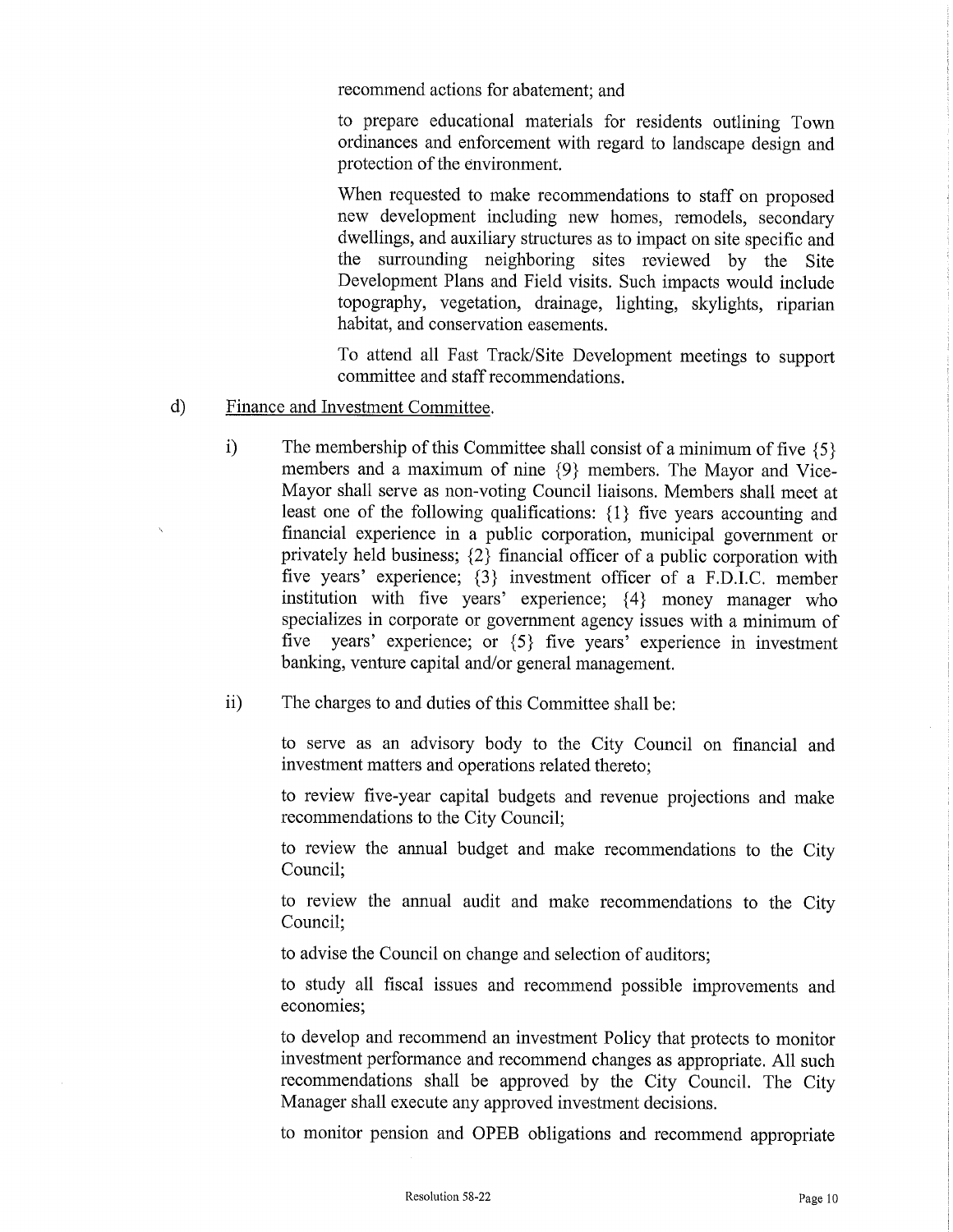recommend actions for abatement; and

to prepare educational materials for residents outlining Town ordinances and enforcement with regard to landscape design and protection of the environment.

When requested to make recommendations to staff on proposed new development including new homes, remodels, secondary dwellings, and auxiliary structures as to impact on site specific and the surrounding neighboring sites reviewed by the Site Development Plans and Field visits. Such impacts would include topography, vegetation, drainage, lighting, skylights, riparian habitat, and conservation easements.

To attend all Fast Track/Site Development meetings to support committee and staff recommendations.

d) Finance and Investment Committee.

i) The membership of this Committee shall consist of a minimum of five {5} members and a maximum of nine {9} members. The Mayor and Vice-Mayor shall serve as non-voting Council liaisons. Members shall meet at least one of the following qualifications: {1} five years accounting and financial experience in a public corporation, municipal government or privately held business; {2} financial officer of a public corporation with five years' experience; {3} investment officer of a F.D.I.C. member institution with five years' experience; {4} money manager who specializes in corporate or government agency issues with a minimum of five years' experience; or {5} five years' experience in investment banking, venture capital and/or general management.

ii) The charges to and duties of this Committee shall be:

to serve as an advisory body to the City Council on financial and investment matters and operations related thereto;

to review five-year capital budgets and revenue projections and make recommendations to the City Council;

to review the annual budget and make recommendations to the City Council;

to review the annual audit and make recommendations to the City Council;

to advise the Council on change and selection of auditors;

to study all fiscal issues and recommend possible improvements and economies;

to develop and recommend an investment Policy that protects to monitor investment performance and recommend changes as appropriate. All such recommendations shall be approved by the City Council. The City Manager shall execute any approved investment decisions.

to monitor pension and OPEB obligations and recommend appropriate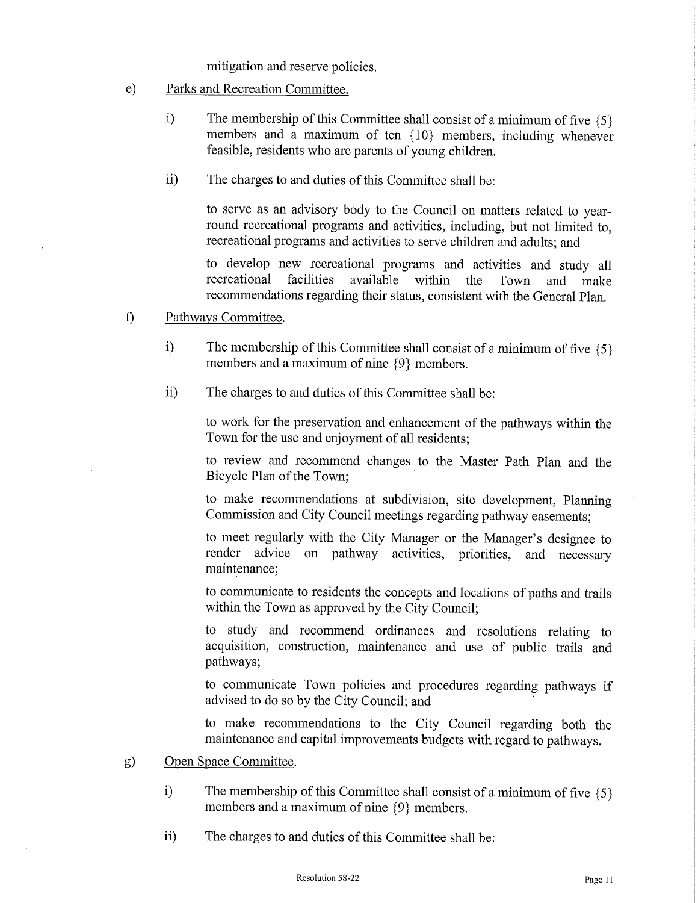mitigation and reserve policies.

e) Parks and Recreation Committee.

i) The membership of this Committee shall consist of a minimum of five {5} members and a maximum of ten {10} members, including whenever feasible, residents who are parents of young children.

ii) The charges to and duties of this Committee shall be:

to serve as an advisory body to the Council on matters related to year-round recreational programs and activities, including, but not limited to, recreational programs and activities to serve children and adults; and

to develop new recreational programs and activities and study all recreational facilities available within the Town and make recommendations regarding their status, consistent with the General Plan.

f) Pathways Committee.

i) The membership of this Committee shall consist of a minimum of five {5} members and a maximum of nine {9} members.

ii) The charges to and duties of this Committee shall be:

to work for the preservation and enhancement of the pathways within the Town for the use and enjoyment of all residents;

to review and recommend changes to the Master Path Plan and the Bicycle Plan of the Town;

to make recommendations at subdivision, site development, Planning Commission and City Council meetings regarding pathway easements;

to meet regularly with the City Manager or the Manager's designee to render advice on pathway activities, priorities, and necessary maintenance;

to communicate to residents the concepts and locations of paths and trails within the Town as approved by the City Council;

to study and recommend ordinances and resolutions relating to acquisition, construction, maintenance and use of public trails and pathways;

to communicate Town policies and procedures regarding pathways if advised to do so by the City Council; and

to make recommendations to the City Council regarding both the maintenance and capital improvements budgets with regard to pathways.

g) Open Space Committee.

i) The membership of this Committee shall consist of a minimum of five {5} members and a maximum of nine {9} members.

ii) The charges to and duties of this Committee shall be: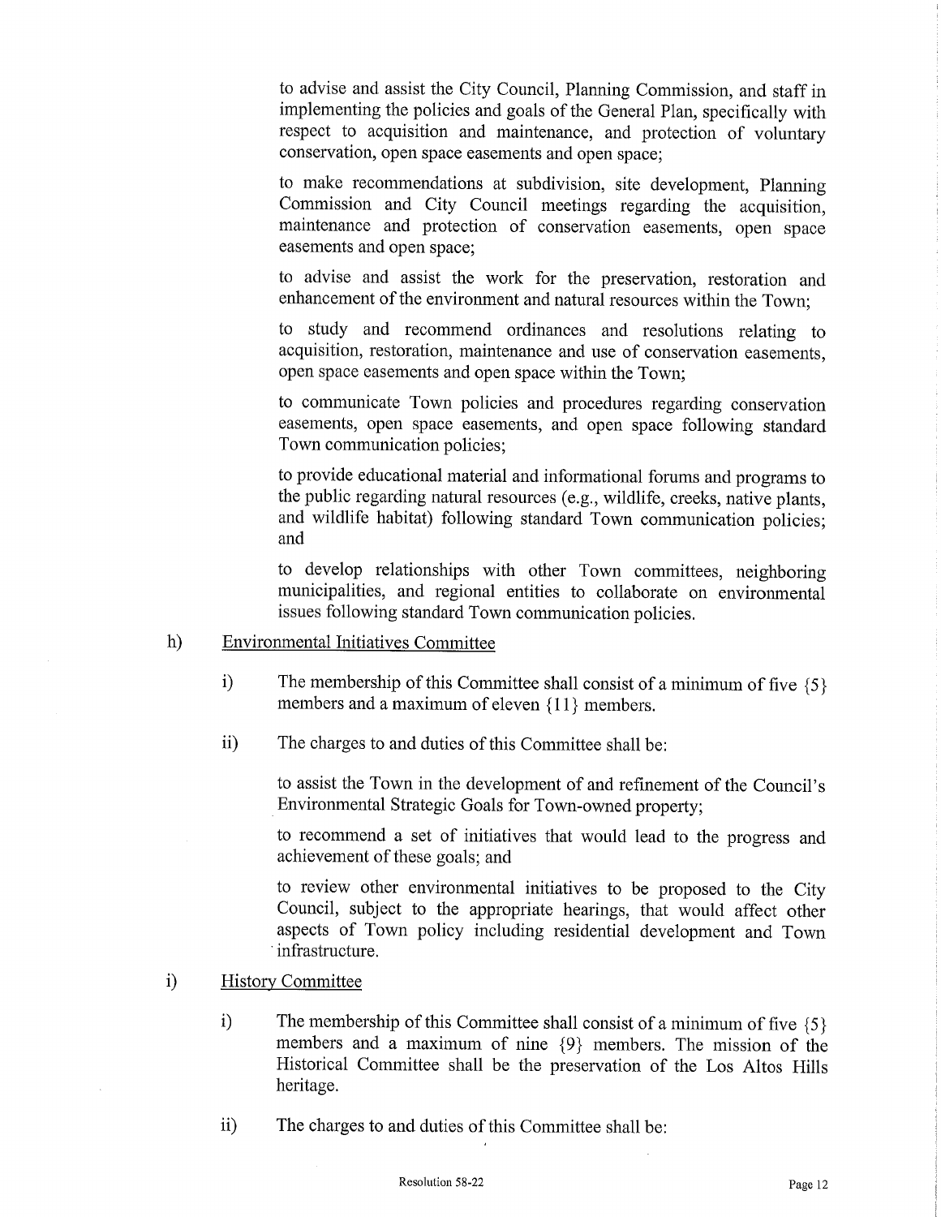to advise and assist the City Council, Planning Commission, and staff in implementing the policies and goals of the General Plan, specifically with respect to acquisition and maintenance, and protection of voluntary conservation, open space easements and open space;

to make recommendations at subdivision, site development, Planning Commission and City Council meetings regarding the acquisition, maintenance and protection of conservation easements, open space easements and open space;

to advise and assist the work for the preservation, restoration and enhancement of the environment and natural resources within the Town;

to study and recommend ordinances and resolutions relating to acquisition, restoration, maintenance and use of conservation easements, open space easements and open space within the Town;

to communicate Town policies and procedures regarding conservation easements, open space easements, and open space following standard Town communication policies;

to provide educational material and informational forums and programs to the public regarding natural resources (e.g., wildlife, creeks, native plants, and wildlife habitat) following standard Town communication policies; and

to develop relationships with other Town committees, neighboring municipalities, and regional entities to collaborate on environmental issues following standard Town communication policies.

h) <u>Environmental Initiatives Committee</u>

i) The membership of this Committee shall consist of a minimum of five {5} members and a maximum of eleven {11} members.

ii) The charges to and duties of this Committee shall be:

to assist the Town in the development of and refinement of the Council's Environmental Strategic Goals for Town-owned property;

to recommend a set of initiatives that would lead to the progress and achievement of these goals; and

to review other environmental initiatives to be proposed to the City Council, subject to the appropriate hearings, that would affect other aspects of Town policy including residential development and Town infrastructure.

i) <u>History Committee</u>

i) The membership of this Committee shall consist of a minimum of five {5} members and a maximum of nine {9} members. The mission of the Historical Committee shall be the preservation of the Los Altos Hills heritage.

ii) The charges to and duties of this Committee shall be: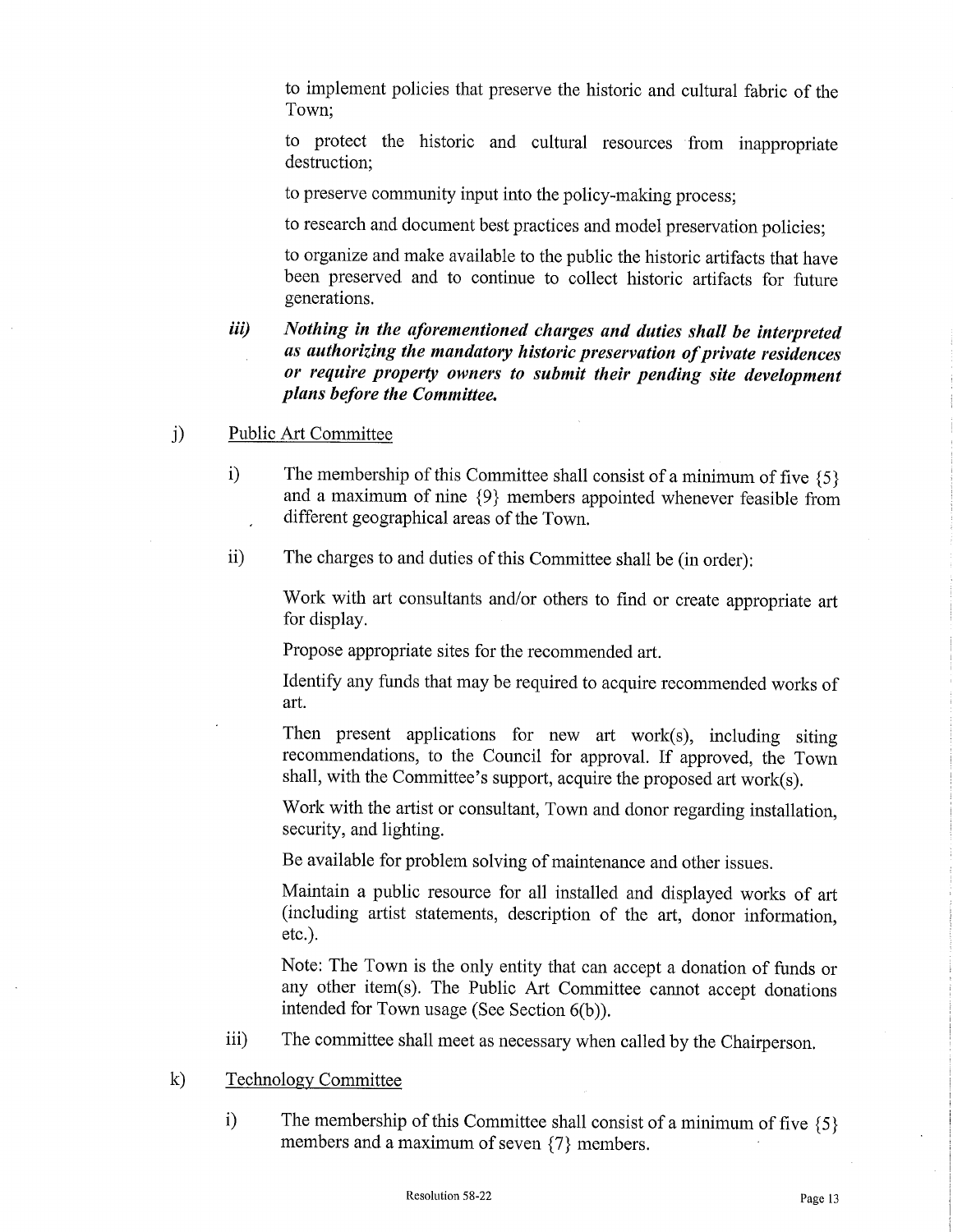to implement policies that preserve the historic and cultural fabric of the Town;

to protect the historic and cultural resources from inappropriate destruction;

to preserve community input into the policy-making process;

to research and document best practices and model preservation policies;

to organize and make available to the public the historic artifacts that have been preserved and to continue to collect historic artifacts for future generations.

***iii) Nothing in the aforementioned charges and duties shall be interpreted as authorizing the mandatory historic preservation of private residences or require property owners to submit their pending site development plans before the Committee.***

j) Public Art Committee

i) The membership of this Committee shall consist of a minimum of five {5} and a maximum of nine {9} members appointed whenever feasible from different geographical areas of the Town.

ii) The charges to and duties of this Committee shall be (in order):

Work with art consultants and/or others to find or create appropriate art for display.

Propose appropriate sites for the recommended art.

Identify any funds that may be required to acquire recommended works of art.

Then present applications for new art work(s), including siting recommendations, to the Council for approval. If approved, the Town shall, with the Committee's support, acquire the proposed art work(s).

Work with the artist or consultant, Town and donor regarding installation, security, and lighting.

Be available for problem solving of maintenance and other issues.

Maintain a public resource for all installed and displayed works of art (including artist statements, description of the art, donor information, etc.).

Note: The Town is the only entity that can accept a donation of funds or any other item(s). The Public Art Committee cannot accept donations intended for Town usage (See Section 6(b)).

iii) The committee shall meet as necessary when called by the Chairperson.

k) Technology Committee

i) The membership of this Committee shall consist of a minimum of five {5} members and a maximum of seven {7} members.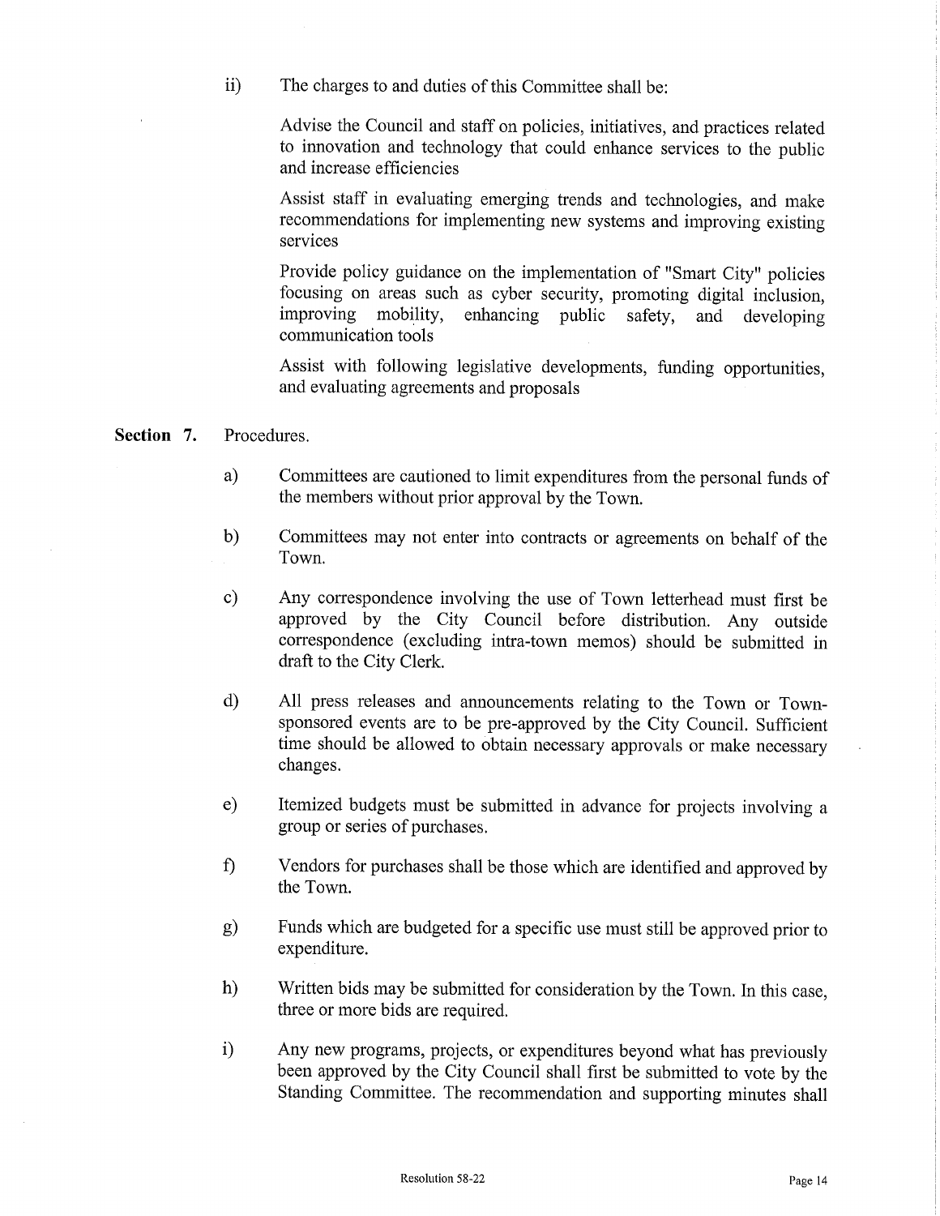ii) The charges to and duties of this Committee shall be:

Advise the Council and staff on policies, initiatives, and practices related to innovation and technology that could enhance services to the public and increase efficiencies

Assist staff in evaluating emerging trends and technologies, and make recommendations for implementing new systems and improving existing services

Provide policy guidance on the implementation of "Smart City" policies focusing on areas such as cyber security, promoting digital inclusion, improving mobility, enhancing public safety, and developing communication tools

Assist with following legislative developments, funding opportunities, and evaluating agreements and proposals

**Section 7.** Procedures.

a) Committees are cautioned to limit expenditures from the personal funds of the members without prior approval by the Town.

b) Committees may not enter into contracts or agreements on behalf of the Town.

c) Any correspondence involving the use of Town letterhead must first be approved by the City Council before distribution. Any outside correspondence (excluding intra-town memos) should be submitted in draft to the City Clerk.

d) All press releases and announcements relating to the Town or Town-sponsored events are to be pre-approved by the City Council. Sufficient time should be allowed to obtain necessary approvals or make necessary changes.

e) Itemized budgets must be submitted in advance for projects involving a group or series of purchases.

f) Vendors for purchases shall be those which are identified and approved by the Town.

g) Funds which are budgeted for a specific use must still be approved prior to expenditure.

h) Written bids may be submitted for consideration by the Town. In this case, three or more bids are required.

i) Any new programs, projects, or expenditures beyond what has previously been approved by the City Council shall first be submitted to vote by the Standing Committee. The recommendation and supporting minutes shall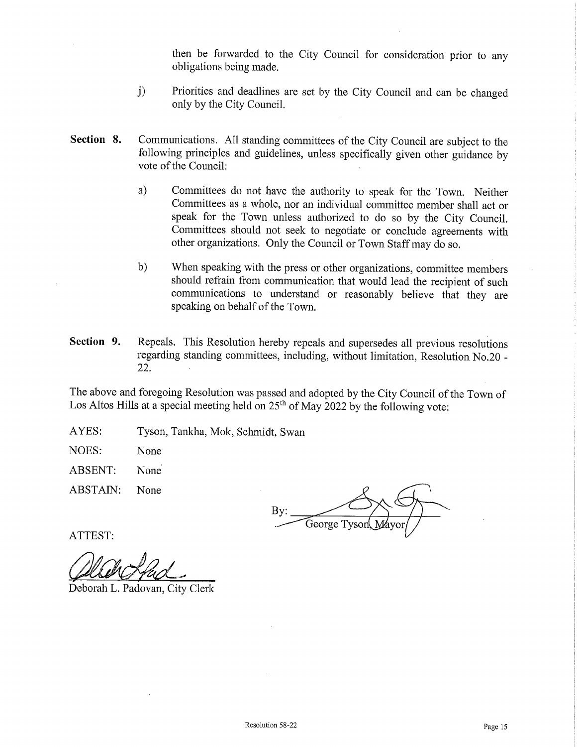then be forwarded to the City Council for consideration prior to any obligations being made.

j) Priorities and deadlines are set by the City Council and can be changed only by the City Council.

**Section 8.** Communications. All standing committees of the City Council are subject to the following principles and guidelines, unless specifically given other guidance by vote of the Council:

a) Committees do not have the authority to speak for the Town. Neither Committees as a whole, nor an individual committee member shall act or speak for the Town unless authorized to do so by the City Council. Committees should not seek to negotiate or conclude agreements with other organizations. Only the Council or Town Staff may do so.

b) When speaking with the press or other organizations, committee members should refrain from communication that would lead the recipient of such communications to understand or reasonably believe that they are speaking on behalf of the Town.

**Section 9.** Repeals. This Resolution hereby repeals and supersedes all previous resolutions regarding standing committees, including, without limitation, Resolution No.20 - 22.

The above and foregoing Resolution was passed and adopted by the City Council of the Town of Los Altos Hills at a special meeting held on 25th of May 2022 by the following vote:

AYES: Tyson, Tankha, Mok, Schmidt, Swan

NOES: None

ABSENT: None

ABSTAIN: None

By: ______________________
George Tyson, Mayor

ATTEST:

______________________
Deborah L. Padovan, City Clerk

Resolution 58-22